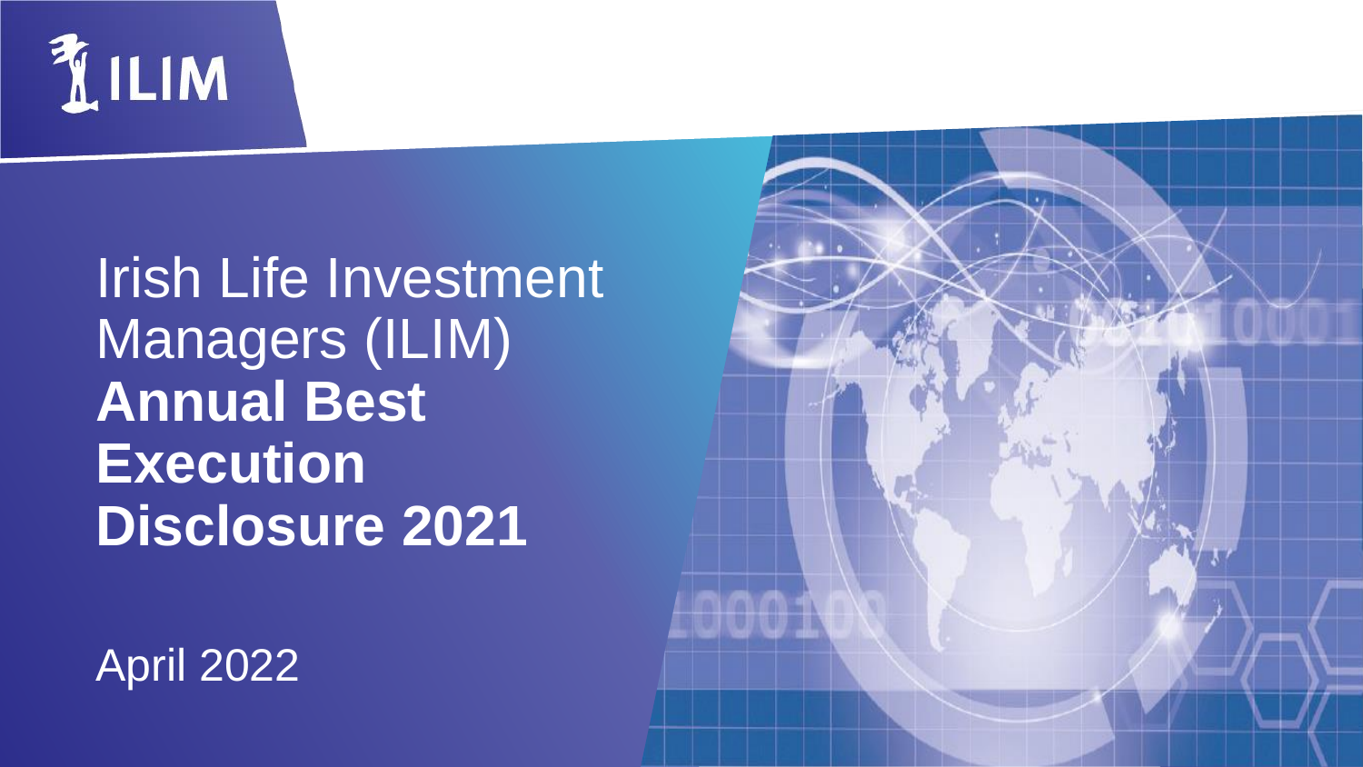ILIM

# Irish Life Investment Managers (ILIM) **Annual Best Execution Disclosure 2021**

April 2022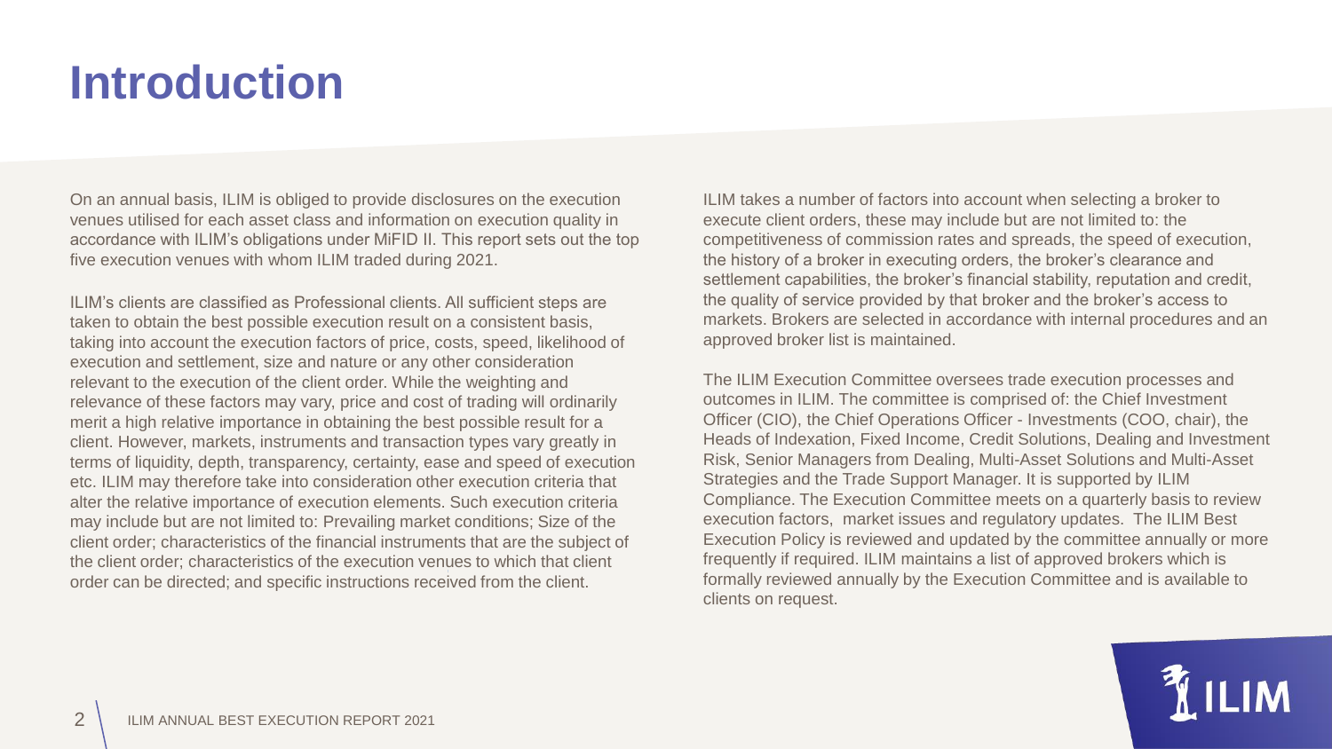# Introduction

On an annual basis, ILIM is obliged to provide disclosures on the execution venues utilised for each asset class and information on execution quality in accordance with ILIM's obligations under MiFID II. This report sets out the top five execution venues with whom ILIM traded during 2021.

ILIM's clients are classified as Professional clients. All sufficient steps are taken to obtain the best possible execution result on a consistent basis, taking into account the execution factors of price, costs, speed, likelihood of execution and settlement, size and nature or any other consideration relevant to the execution of the client order. While the weighting and relevance of these factors may vary, price and cost of trading will ordinarily merit a high relative importance in obtaining the best possible result for a client. However, markets, instruments and transaction types vary greatly in terms of liquidity, depth, transparency, certainty, ease and speed of execution etc. ILIM may therefore take into consideration other execution criteria that alter the relative importance of execution elements. Such execution criteria may include but are not limited to: Prevailing market conditions; Size of the client order; characteristics of the financial instruments that are the subject of the client order; characteristics of the execution venues to which that client order can be directed; and specific instructions received from the client.

ILIM takes a number of factors into account when selecting a broker to execute client orders, these may include but are not limited to: the competitiveness of commission rates and spreads, the speed of execution, the history of a broker in executing orders, the broker's clearance and settlement capabilities, the broker's financial stability, reputation and credit, the quality of service provided by that broker and the broker's access to markets. Brokers are selected in accordance with internal procedures and an approved broker list is maintained.

The ILIM Execution Committee oversees trade execution processes and outcomes in ILIM. The committee is comprised of: the Chief Investment Officer (CIO), the Chief Operations Officer - Investments (COO, chair), the Heads of Indexation, Fixed Income, Credit Solutions, Dealing and Investment Risk, Senior Managers from Dealing, Multi-Asset Solutions and Multi-Asset Strategies and the Trade Support Manager. It is supported by ILIM Compliance. The Execution Committee meets on a quarterly basis to review execution factors, market issues and regulatory updates. The ILIM Best Execution Policy is reviewed and updated by the committee annually or more frequently if required. ILIM maintains a list of approved brokers which is formally reviewed annually by the Execution Committee and is available to clients on request.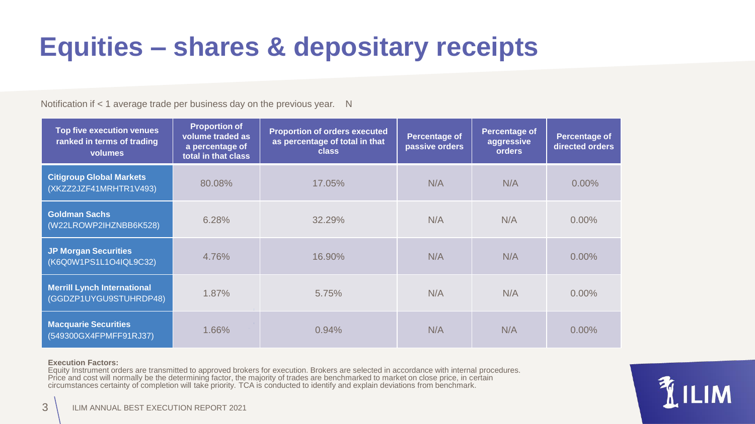# Equities – shares & depositary receipts

Notification if < 1 average trade per business day on the previous year.    N

| Top five execution venues ranked in terms of trading volumes | Proportion of volume traded as a percentage of total in that class | Proportion of orders executed as percentage of total in that class | Percentage of passive orders | Percentage of aggressive orders | Percentage of directed orders |
|---|---|---|---|---|---|
| **Citigroup Global Markets** (XKZZ2JZF41MRHTR1V493) | 80.08% | 17.05% | N/A | N/A | 0.00% |
| **Goldman Sachs** (W22LROWP2IHZNBB6K528) | 6.28% | 32.29% | N/A | N/A | 0.00% |
| **JP Morgan Securities** (K6Q0W1PS1L1O4IQL9C32) | 4.76% | 16.90% | N/A | N/A | 0.00% |
| **Merrill Lynch International** (GGDZP1UYGU9STUHRDP48) | 1.87% | 5.75% | N/A | N/A | 0.00% |
| **Macquarie Securities** (549300GX4FPMFF91RJ37) | 1.66% | 0.94% | N/A | N/A | 0.00% |

**Execution Factors:**
Equity Instrument orders are transmitted to approved brokers for execution. Brokers are selected in accordance with internal procedures. Price and cost will normally be the determining factor, the majority of trades are benchmarked to market on close price, in certain circumstances certainty of completion will take priority. TCA is conducted to identify and explain deviations from benchmark.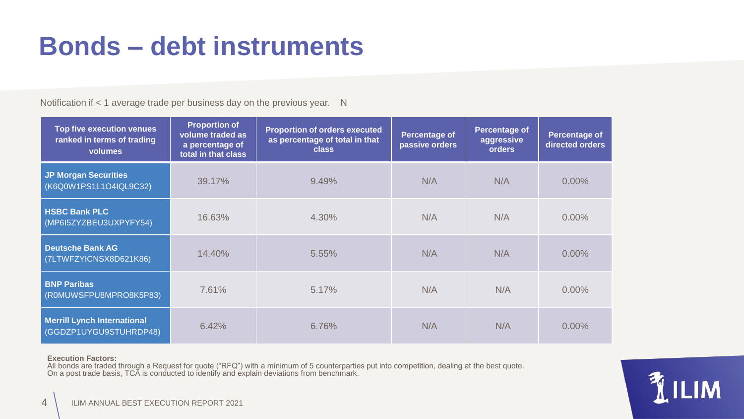# Bonds – debt instruments

Notification if < 1 average trade per business day on the previous year. N

| Top five execution venues ranked in terms of trading volumes | Proportion of volume traded as a percentage of total in that class | Proportion of orders executed as percentage of total in that class | Percentage of passive orders | Percentage of aggressive orders | Percentage of directed orders |
|---|---|---|---|---|---|
| **JP Morgan Securities** (K6Q0W1PS1L1O4IQL9C32) | 39.17% | 9.49% | N/A | N/A | 0.00% |
| **HSBC Bank PLC** (MP6I5ZYZBEU3UXPYFY54) | 16.63% | 4.30% | N/A | N/A | 0.00% |
| **Deutsche Bank AG** (7LTWFZYICNSX8D621K86) | 14.40% | 5.55% | N/A | N/A | 0.00% |
| **BNP Paribas** (R0MUWSFPU8MPRO8K5P83) | 7.61% | 5.17% | N/A | N/A | 0.00% |
| **Merrill Lynch International** (GGDZP1UYGU9STUHRDP48) | 6.42% | 6.76% | N/A | N/A | 0.00% |

**Execution Factors:**
All bonds are traded through a Request for quote ("RFQ") with a minimum of 5 counterparties put into competition, dealing at the best quote.
On a post trade basis, TCA is conducted to identify and explain deviations from benchmark.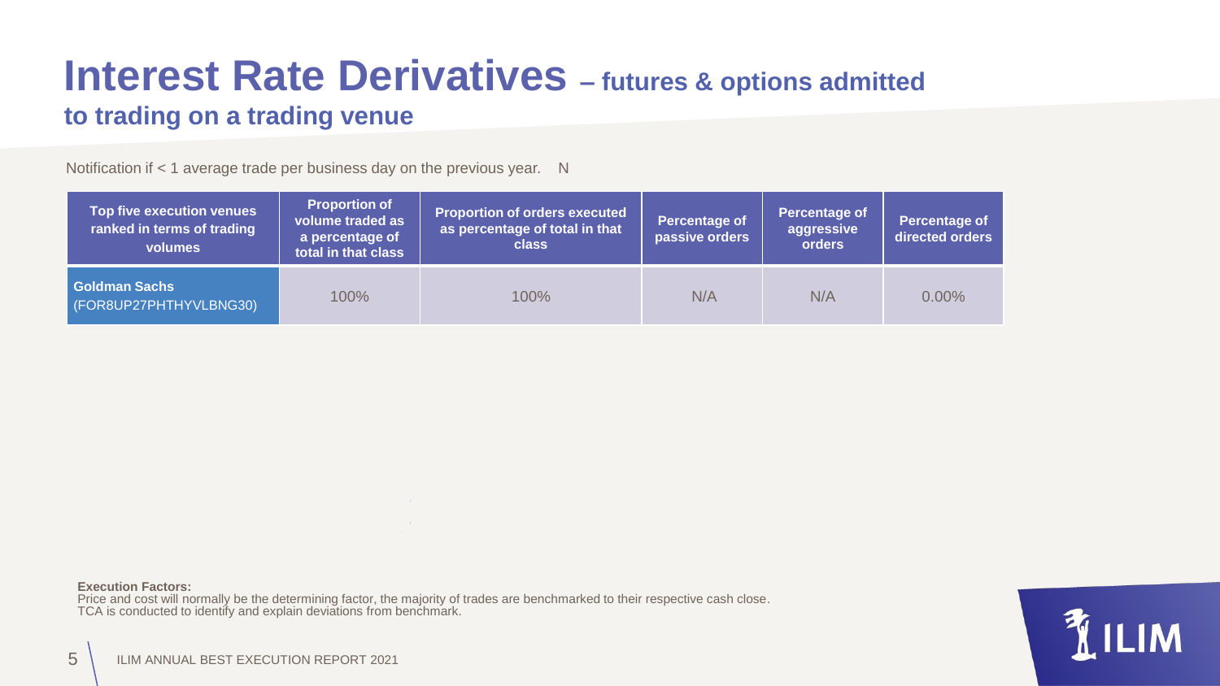# Interest Rate Derivatives – futures & options admitted to trading on a trading venue

Notification if < 1 average trade per business day on the previous year. N

| Top five execution venues ranked in terms of trading volumes | Proportion of volume traded as a percentage of total in that class | Proportion of orders executed as percentage of total in that class | Percentage of passive orders | Percentage of aggressive orders | Percentage of directed orders |
|---|---|---|---|---|---|
| **Goldman Sachs** (FOR8UP27PHTHYVLBNG30) | 100% | 100% | N/A | N/A | 0.00% |

**Execution Factors:**
Price and cost will normally be the determining factor, the majority of trades are benchmarked to their respective cash close.
TCA is conducted to identify and explain deviations from benchmark.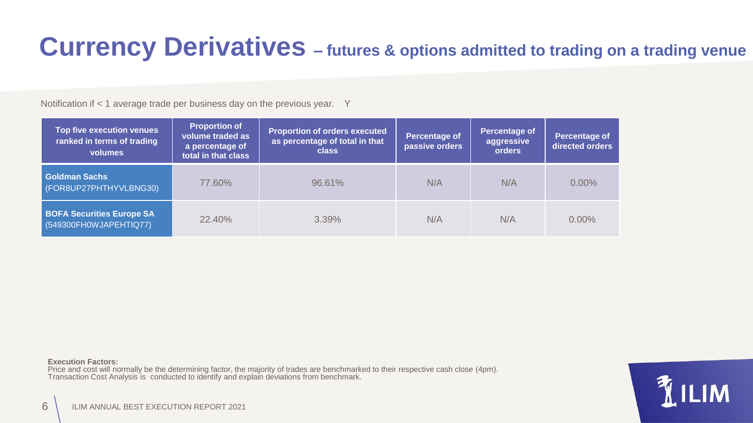# Currency Derivatives – futures & options admitted to trading on a trading venue

Notification if < 1 average trade per business day on the previous year. Y

| Top five execution venues ranked in terms of trading volumes | Proportion of volume traded as a percentage of total in that class | Proportion of orders executed as percentage of total in that class | Percentage of passive orders | Percentage of aggressive orders | Percentage of directed orders |
|---|---|---|---|---|---|
| **Goldman Sachs** (FOR8UP27PHTHYVLBNG30) | 77.60% | 96.61% | N/A | N/A | 0.00% |
| **BOFA Securities Europe SA** (549300FH0WJAPEHTIQ77) | 22.40% | 3.39% | N/A | N/A | 0.00% |

**Execution Factors:**
Price and cost will normally be the determining factor, the majority of trades are benchmarked to their respective cash close (4pm).
Transaction Cost Analysis is conducted to identify and explain deviations from benchmark.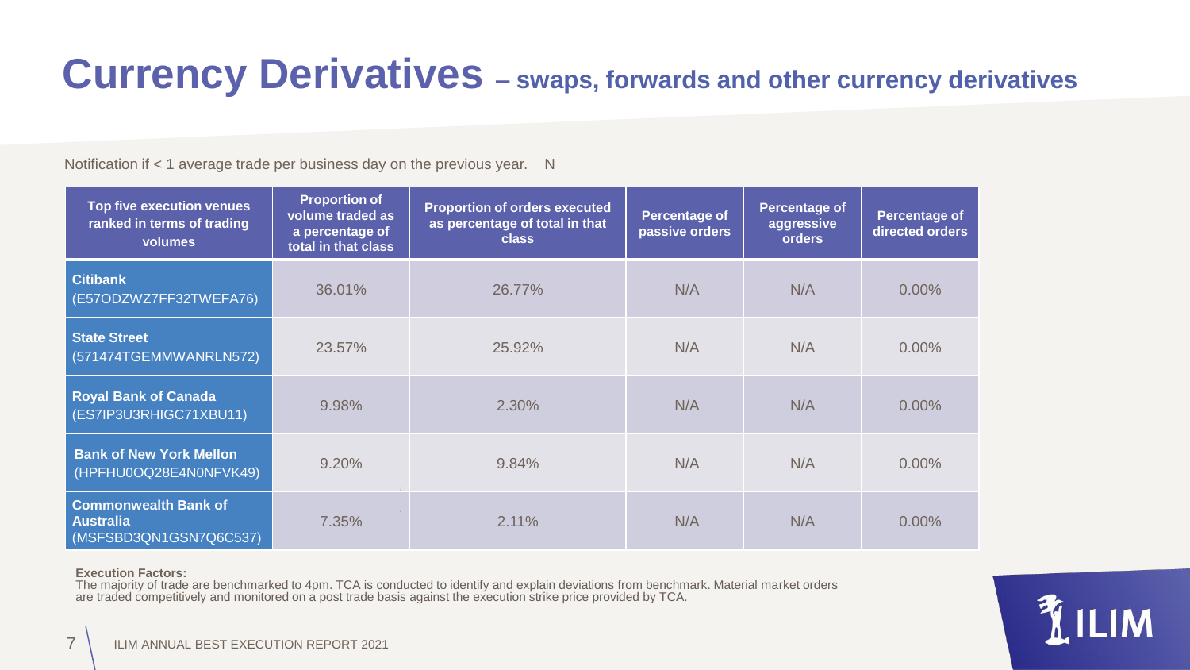# Currency Derivatives – swaps, forwards and other currency derivatives

Notification if < 1 average trade per business day on the previous year. N

| Top five execution venues ranked in terms of trading volumes | Proportion of volume traded as a percentage of total in that class | Proportion of orders executed as percentage of total in that class | Percentage of passive orders | Percentage of aggressive orders | Percentage of directed orders |
|---|---|---|---|---|---|
| **Citibank** (E57ODZWZ7FF32TWEFA76) | 36.01% | 26.77% | N/A | N/A | 0.00% |
| **State Street** (571474TGEMMWANRLN572) | 23.57% | 25.92% | N/A | N/A | 0.00% |
| **Royal Bank of Canada** (ES7IP3U3RHIGC71XBU11) | 9.98% | 2.30% | N/A | N/A | 0.00% |
| **Bank of New York Mellon** (HPFHU0OQ28E4N0NFVK49) | 9.20% | 9.84% | N/A | N/A | 0.00% |
| **Commonwealth Bank of Australia** (MSFSBD3QN1GSN7Q6C537) | 7.35% | 2.11% | N/A | N/A | 0.00% |

**Execution Factors:**
The majority of trade are benchmarked to 4pm. TCA is conducted to identify and explain deviations from benchmark. Material market orders are traded competitively and monitored on a post trade basis against the execution strike price provided by TCA.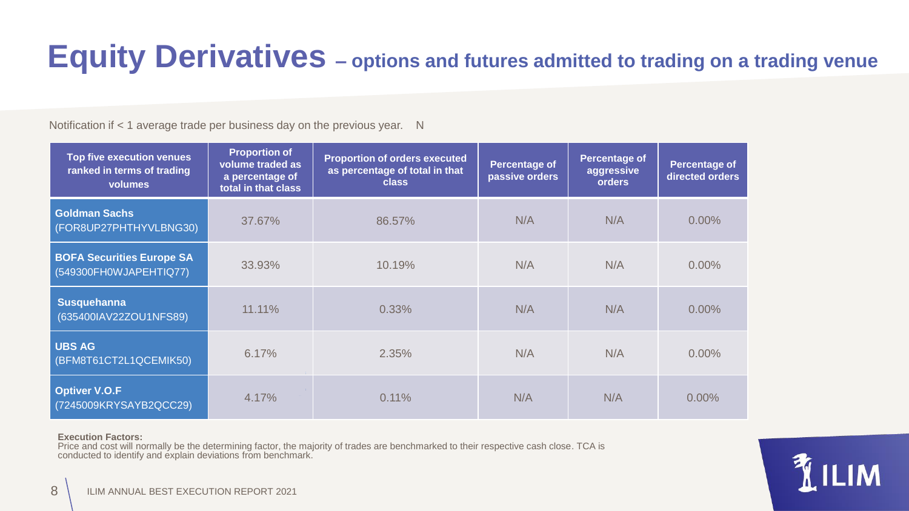# Equity Derivatives – options and futures admitted to trading on a trading venue

Notification if < 1 average trade per business day on the previous year. N

| Top five execution venues ranked in terms of trading volumes | Proportion of volume traded as a percentage of total in that class | Proportion of orders executed as percentage of total in that class | Percentage of passive orders | Percentage of aggressive orders | Percentage of directed orders |
|---|---|---|---|---|---|
| **Goldman Sachs** (FOR8UP27PHTHYVLBNG30) | 37.67% | 86.57% | N/A | N/A | 0.00% |
| **BOFA Securities Europe SA** (549300FH0WJAPEHTIQ77) | 33.93% | 10.19% | N/A | N/A | 0.00% |
| **Susquehanna** (635400IAV22ZOU1NFS89) | 11.11% | 0.33% | N/A | N/A | 0.00% |
| **UBS AG** (BFM8T61CT2L1QCEMIK50) | 6.17% | 2.35% | N/A | N/A | 0.00% |
| **Optiver V.O.F** (7245009KRYSAYB2QCC29) | 4.17% | 0.11% | N/A | N/A | 0.00% |

**Execution Factors:**
Price and cost will normally be the determining factor, the majority of trades are benchmarked to their respective cash close. TCA is conducted to identify and explain deviations from benchmark.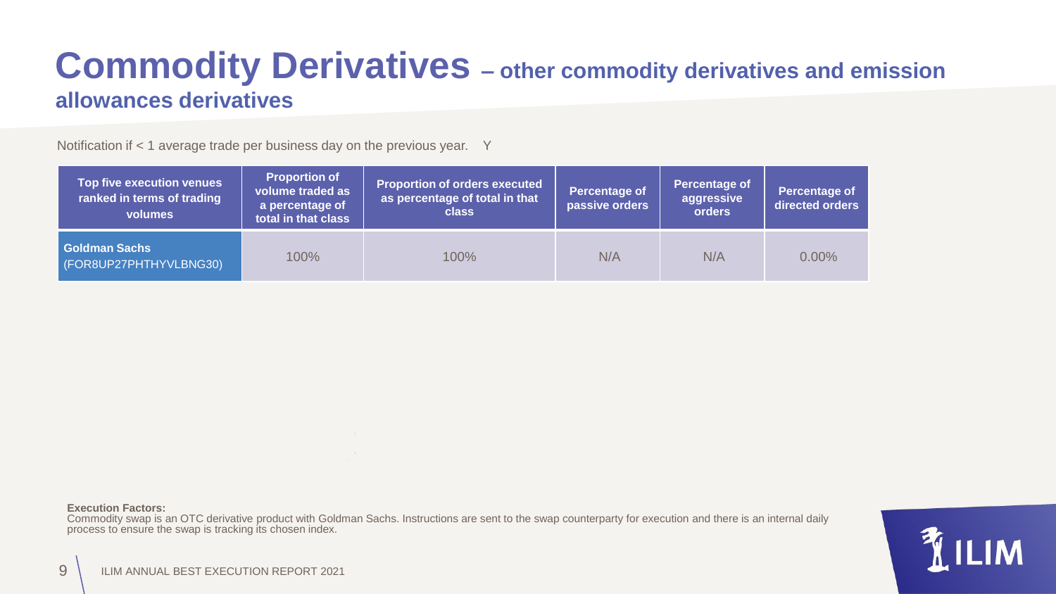# Commodity Derivatives – other commodity derivatives and emission allowances derivatives

Notification if < 1 average trade per business day on the previous year. Y

| Top five execution venues ranked in terms of trading volumes | Proportion of volume traded as a percentage of total in that class | Proportion of orders executed as percentage of total in that class | Percentage of passive orders | Percentage of aggressive orders | Percentage of directed orders |
|---|---|---|---|---|---|
| **Goldman Sachs** (FOR8UP27PHTHYVLBNG30) | 100% | 100% | N/A | N/A | 0.00% |

**Execution Factors:**
Commodity swap is an OTC derivative product with Goldman Sachs. Instructions are sent to the swap counterparty for execution and there is an internal daily process to ensure the swap is tracking its chosen index.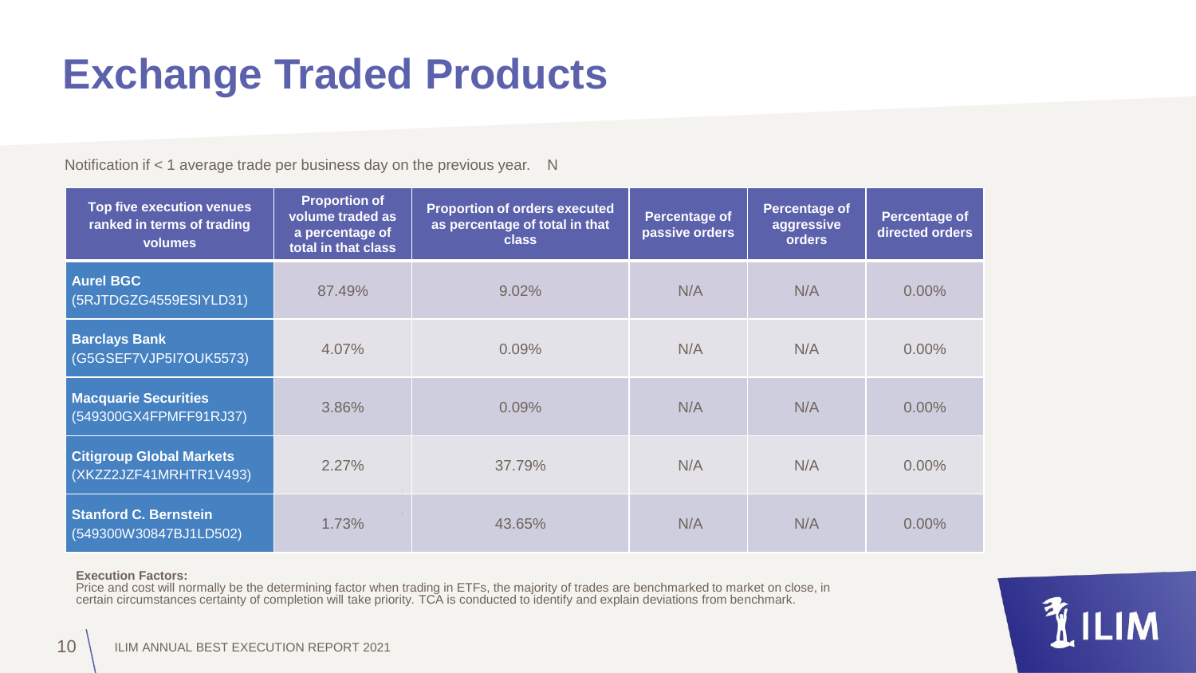# Exchange Traded Products

Notification if < 1 average trade per business day on the previous year. N

| Top five execution venues ranked in terms of trading volumes | Proportion of volume traded as a percentage of total in that class | Proportion of orders executed as percentage of total in that class | Percentage of passive orders | Percentage of aggressive orders | Percentage of directed orders |
|---|---|---|---|---|---|
| **Aurel BGC** (5RJTDGZG4559ESIYLD31) | 87.49% | 9.02% | N/A | N/A | 0.00% |
| **Barclays Bank** (G5GSEF7VJP5I7OUK5573) | 4.07% | 0.09% | N/A | N/A | 0.00% |
| **Macquarie Securities** (549300GX4FPMFF91RJ37) | 3.86% | 0.09% | N/A | N/A | 0.00% |
| **Citigroup Global Markets** (XKZZ2JZF41MRHTR1V493) | 2.27% | 37.79% | N/A | N/A | 0.00% |
| **Stanford C. Bernstein** (549300W30847BJ1LD502) | 1.73% | 43.65% | N/A | N/A | 0.00% |

**Execution Factors:**
Price and cost will normally be the determining factor when trading in ETFs, the majority of trades are benchmarked to market on close, in certain circumstances certainty of completion will take priority. TCA is conducted to identify and explain deviations from benchmark.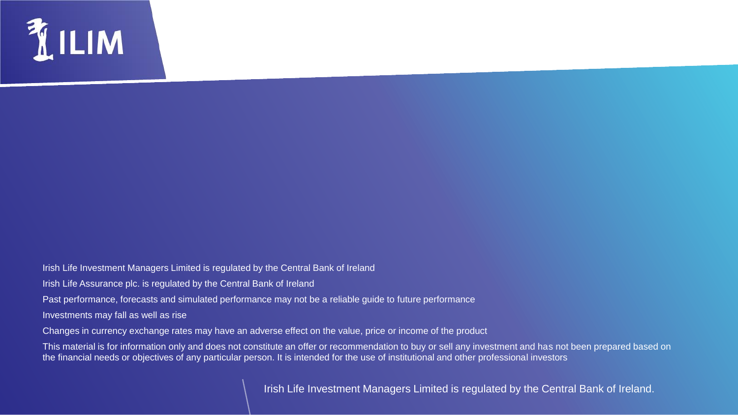Irish Life Investment Managers Limited is regulated by the Central Bank of Ireland

Irish Life Assurance plc. is regulated by the Central Bank of Ireland

Past performance, forecasts and simulated performance may not be a reliable guide to future performance

Investments may fall as well as rise

Changes in currency exchange rates may have an adverse effect on the value, price or income of the product

This material is for information only and does not constitute an offer or recommendation to buy or sell any investment and has not been prepared based on the financial needs or objectives of any particular person. It is intended for the use of institutional and other professional investors